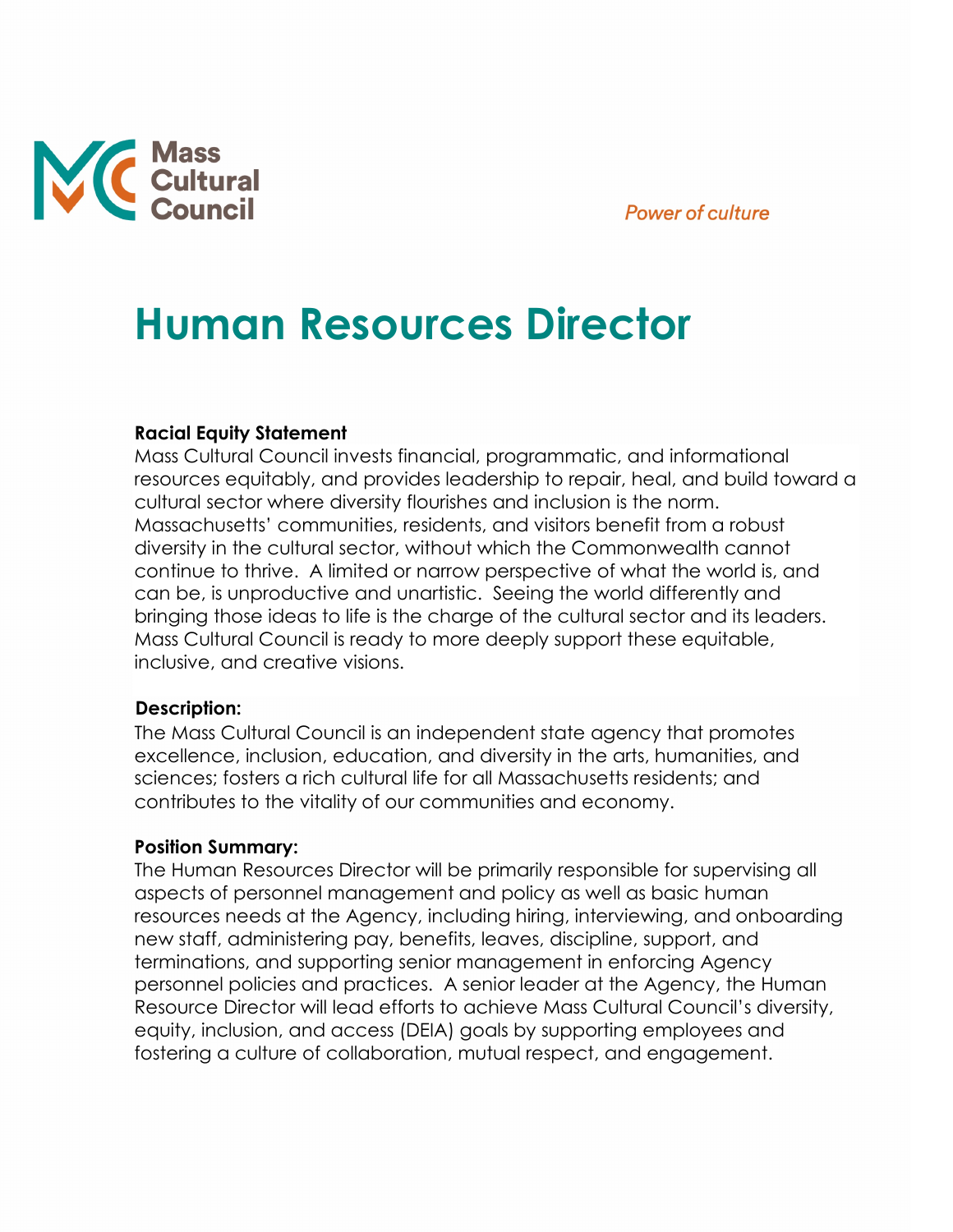Mass Cultural Council

*Power of culture*

# Human Resources Director

**Racial Equity Statement**

Mass Cultural Council invests financial, programmatic, and informational resources equitably, and provides leadership to repair, heal, and build toward a cultural sector where diversity flourishes and inclusion is the norm. Massachusetts' communities, residents, and visitors benefit from a robust diversity in the cultural sector, without which the Commonwealth cannot continue to thrive. A limited or narrow perspective of what the world is, and can be, is unproductive and unartistic. Seeing the world differently and bringing those ideas to life is the charge of the cultural sector and its leaders. Mass Cultural Council is ready to more deeply support these equitable, inclusive, and creative visions.

**Description:**

The Mass Cultural Council is an independent state agency that promotes excellence, inclusion, education, and diversity in the arts, humanities, and sciences; fosters a rich cultural life for all Massachusetts residents; and contributes to the vitality of our communities and economy.

**Position Summary:**

The Human Resources Director will be primarily responsible for supervising all aspects of personnel management and policy as well as basic human resources needs at the Agency, including hiring, interviewing, and onboarding new staff, administering pay, benefits, leaves, discipline, support, and terminations, and supporting senior management in enforcing Agency personnel policies and practices. A senior leader at the Agency, the Human Resource Director will lead efforts to achieve Mass Cultural Council's diversity, equity, inclusion, and access (DEIA) goals by supporting employees and fostering a culture of collaboration, mutual respect, and engagement.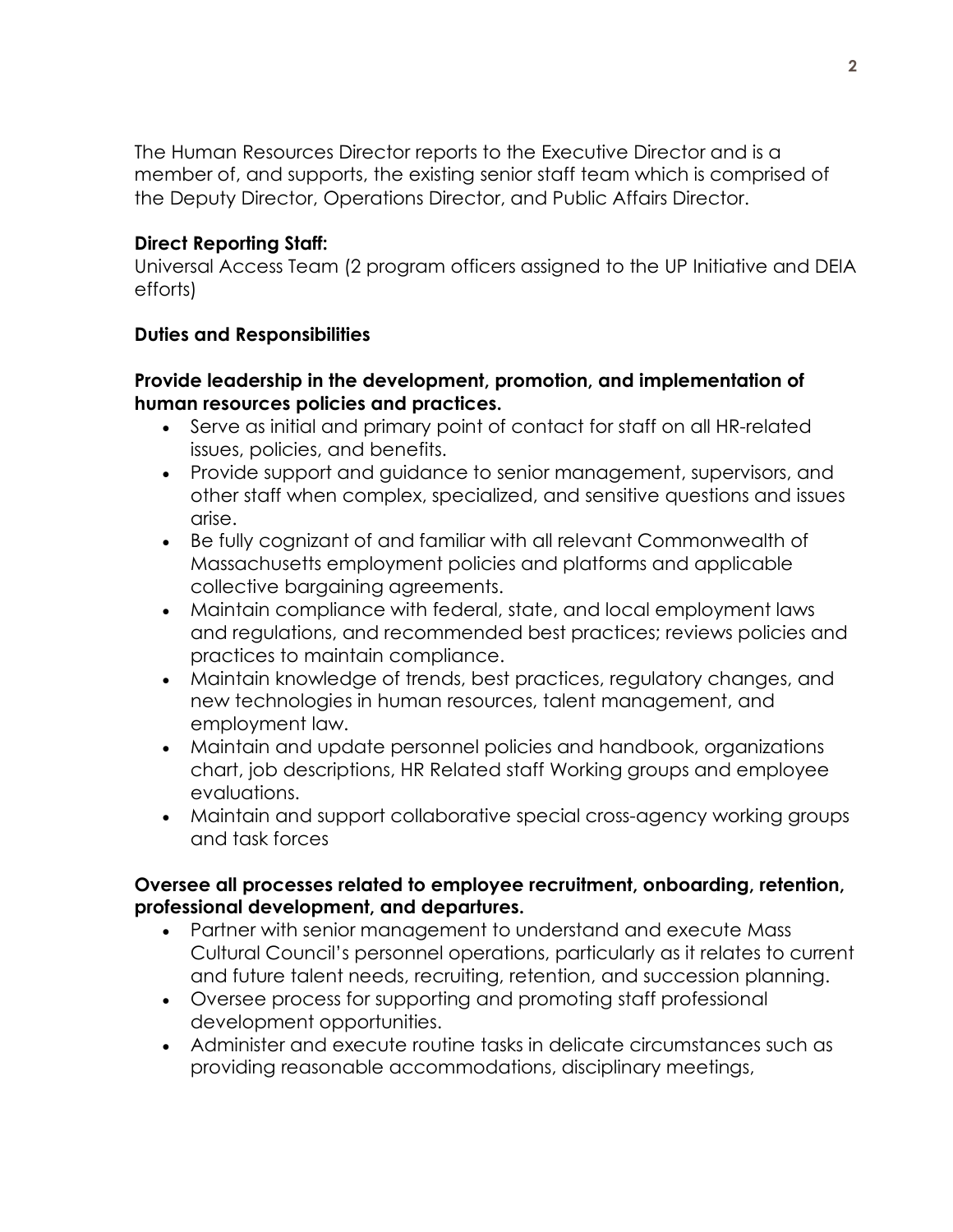The Human Resources Director reports to the Executive Director and is a member of, and supports, the existing senior staff team which is comprised of the Deputy Director, Operations Director, and Public Affairs Director.

**Direct Reporting Staff:**
Universal Access Team (2 program officers assigned to the UP Initiative and DEIA efforts)

**Duties and Responsibilities**

**Provide leadership in the development, promotion, and implementation of human resources policies and practices.**

- Serve as initial and primary point of contact for staff on all HR-related issues, policies, and benefits.
- Provide support and guidance to senior management, supervisors, and other staff when complex, specialized, and sensitive questions and issues arise.
- Be fully cognizant of and familiar with all relevant Commonwealth of Massachusetts employment policies and platforms and applicable collective bargaining agreements.
- Maintain compliance with federal, state, and local employment laws and regulations, and recommended best practices; reviews policies and practices to maintain compliance.
- Maintain knowledge of trends, best practices, regulatory changes, and new technologies in human resources, talent management, and employment law.
- Maintain and update personnel policies and handbook, organizations chart, job descriptions, HR Related staff Working groups and employee evaluations.
- Maintain and support collaborative special cross-agency working groups and task forces

**Oversee all processes related to employee recruitment, onboarding, retention, professional development, and departures.**

- Partner with senior management to understand and execute Mass Cultural Council's personnel operations, particularly as it relates to current and future talent needs, recruiting, retention, and succession planning.
- Oversee process for supporting and promoting staff professional development opportunities.
- Administer and execute routine tasks in delicate circumstances such as providing reasonable accommodations, disciplinary meetings,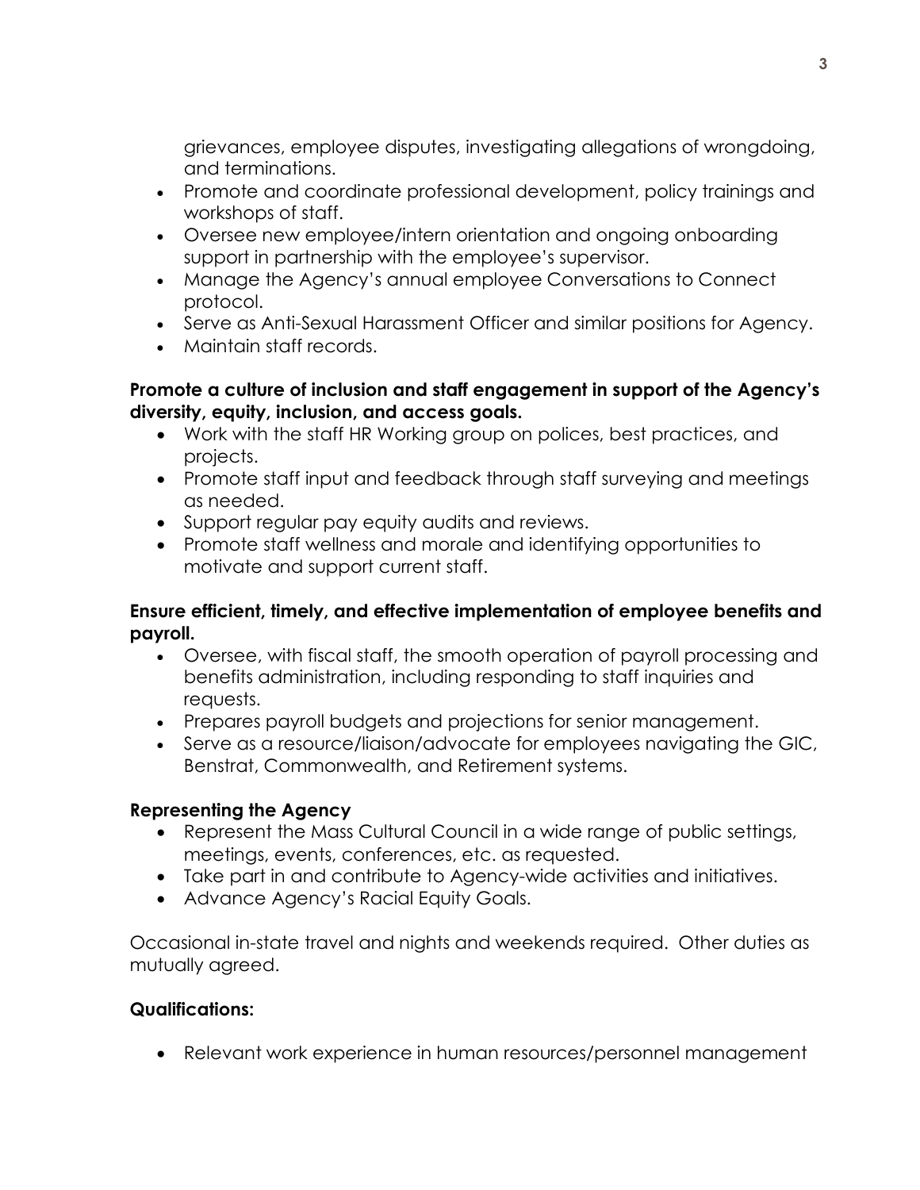grievances, employee disputes, investigating allegations of wrongdoing, and terminations.

- Promote and coordinate professional development, policy trainings and workshops of staff.
- Oversee new employee/intern orientation and ongoing onboarding support in partnership with the employee's supervisor.
- Manage the Agency's annual employee Conversations to Connect protocol.
- Serve as Anti-Sexual Harassment Officer and similar positions for Agency.
- Maintain staff records.

**Promote a culture of inclusion and staff engagement in support of the Agency's diversity, equity, inclusion, and access goals.**

- Work with the staff HR Working group on polices, best practices, and projects.
- Promote staff input and feedback through staff surveying and meetings as needed.
- Support regular pay equity audits and reviews.
- Promote staff wellness and morale and identifying opportunities to motivate and support current staff.

**Ensure efficient, timely, and effective implementation of employee benefits and payroll.**

- Oversee, with fiscal staff, the smooth operation of payroll processing and benefits administration, including responding to staff inquiries and requests.
- Prepares payroll budgets and projections for senior management.
- Serve as a resource/liaison/advocate for employees navigating the GIC, Benstrat, Commonwealth, and Retirement systems.

**Representing the Agency**

- Represent the Mass Cultural Council in a wide range of public settings, meetings, events, conferences, etc. as requested.
- Take part in and contribute to Agency-wide activities and initiatives.
- Advance Agency's Racial Equity Goals.

Occasional in-state travel and nights and weekends required. Other duties as mutually agreed.

**Qualifications:**

- Relevant work experience in human resources/personnel management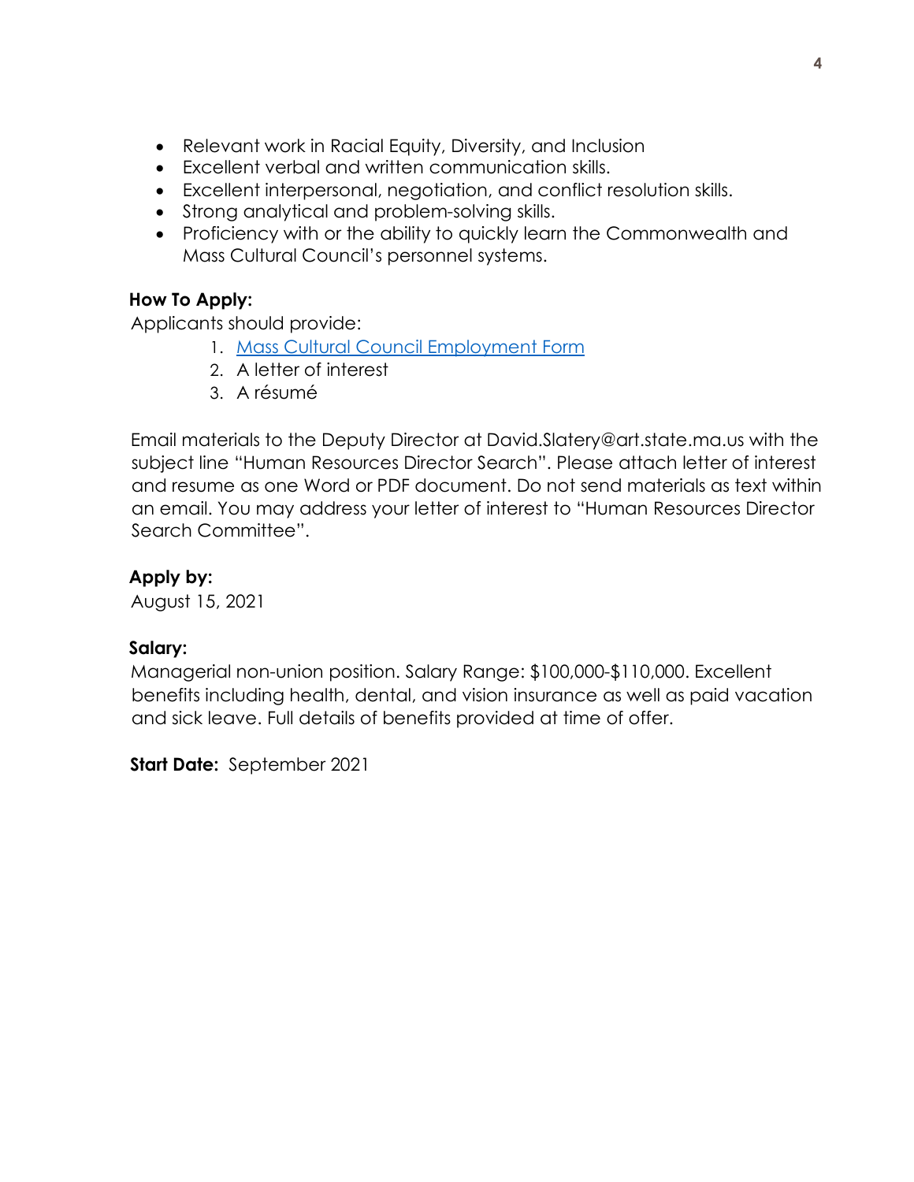- Relevant work in Racial Equity, Diversity, and Inclusion
- Excellent verbal and written communication skills.
- Excellent interpersonal, negotiation, and conflict resolution skills.
- Strong analytical and problem-solving skills.
- Proficiency with or the ability to quickly learn the Commonwealth and Mass Cultural Council's personnel systems.

**How To Apply:**

Applicants should provide:

1. Mass Cultural Council Employment Form
2. A letter of interest
3. A résumé

Email materials to the Deputy Director at David.Slatery@art.state.ma.us with the subject line "Human Resources Director Search". Please attach letter of interest and resume as one Word or PDF document. Do not send materials as text within an email. You may address your letter of interest to "Human Resources Director Search Committee".

**Apply by:**

August 15, 2021

**Salary:**

Managerial non-union position. Salary Range: $100,000-$110,000. Excellent benefits including health, dental, and vision insurance as well as paid vacation and sick leave. Full details of benefits provided at time of offer.

**Start Date:** September 2021